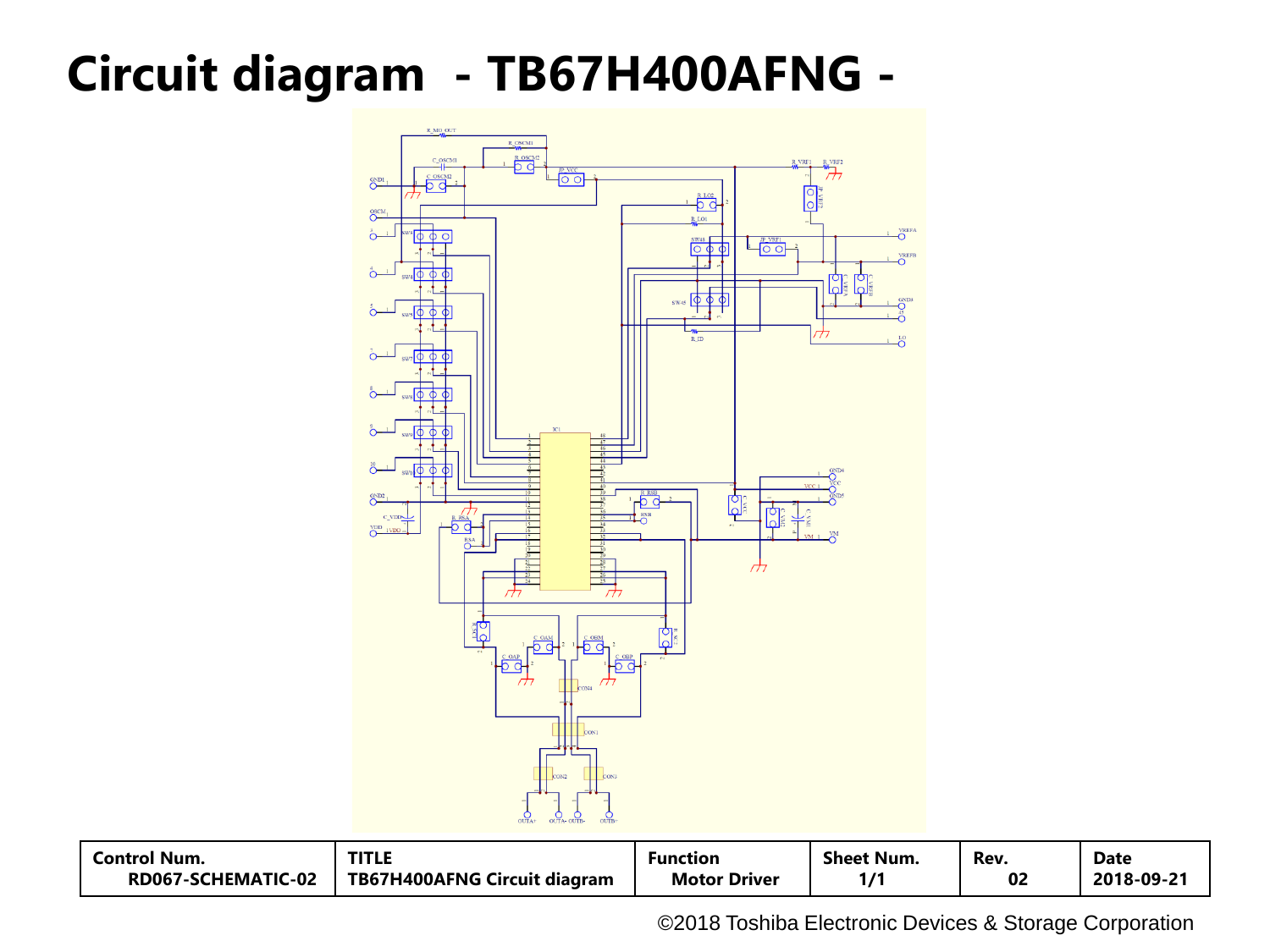# Circuit diagram - TB67H400AFNG -

| Control Num. | TITLE | Function | Sheet Num. | Rev. | Date |
|---|---|---|---|---|---|
| RD067-SCHEMATIC-02 | TB67H400AFNG Circuit diagram | Motor Driver | 1/1 | 02 | 2018-09-21 |

©2018 Toshiba Electronic Devices & Storage Corporation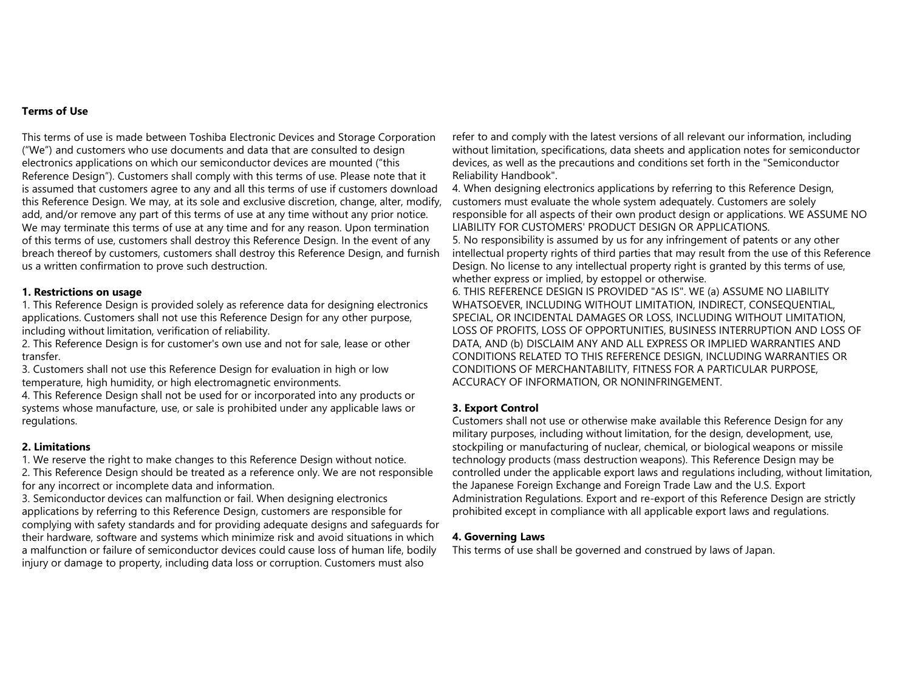**Terms of Use**

This terms of use is made between Toshiba Electronic Devices and Storage Corporation (“We”) and customers who use documents and data that are consulted to design electronics applications on which our semiconductor devices are mounted (“this Reference Design”). Customers shall comply with this terms of use. Please note that it is assumed that customers agree to any and all this terms of use if customers download this Reference Design. We may, at its sole and exclusive discretion, change, alter, modify, add, and/or remove any part of this terms of use at any time without any prior notice. We may terminate this terms of use at any time and for any reason. Upon termination of this terms of use, customers shall destroy this Reference Design. In the event of any breach thereof by customers, customers shall destroy this Reference Design, and furnish us a written confirmation to prove such destruction.

**1. Restrictions on usage**

1. This Reference Design is provided solely as reference data for designing electronics applications. Customers shall not use this Reference Design for any other purpose, including without limitation, verification of reliability.
2. This Reference Design is for customer's own use and not for sale, lease or other transfer.
3. Customers shall not use this Reference Design for evaluation in high or low temperature, high humidity, or high electromagnetic environments.
4. This Reference Design shall not be used for or incorporated into any products or systems whose manufacture, use, or sale is prohibited under any applicable laws or regulations.

**2. Limitations**

1. We reserve the right to make changes to this Reference Design without notice.
2. This Reference Design should be treated as a reference only. We are not responsible for any incorrect or incomplete data and information.
3. Semiconductor devices can malfunction or fail. When designing electronics applications by referring to this Reference Design, customers are responsible for complying with safety standards and for providing adequate designs and safeguards for their hardware, software and systems which minimize risk and avoid situations in which a malfunction or failure of semiconductor devices could cause loss of human life, bodily injury or damage to property, including data loss or corruption. Customers must also refer to and comply with the latest versions of all relevant our information, including without limitation, specifications, data sheets and application notes for semiconductor devices, as well as the precautions and conditions set forth in the "Semiconductor Reliability Handbook".
4. When designing electronics applications by referring to this Reference Design, customers must evaluate the whole system adequately. Customers are solely responsible for all aspects of their own product design or applications. WE ASSUME NO LIABILITY FOR CUSTOMERS' PRODUCT DESIGN OR APPLICATIONS.
5. No responsibility is assumed by us for any infringement of patents or any other intellectual property rights of third parties that may result from the use of this Reference Design. No license to any intellectual property right is granted by this terms of use, whether express or implied, by estoppel or otherwise.
6. THIS REFERENCE DESIGN IS PROVIDED "AS IS". WE (a) ASSUME NO LIABILITY WHATSOEVER, INCLUDING WITHOUT LIMITATION, INDIRECT, CONSEQUENTIAL, SPECIAL, OR INCIDENTAL DAMAGES OR LOSS, INCLUDING WITHOUT LIMITATION, LOSS OF PROFITS, LOSS OF OPPORTUNITIES, BUSINESS INTERRUPTION AND LOSS OF DATA, AND (b) DISCLAIM ANY AND ALL EXPRESS OR IMPLIED WARRANTIES AND CONDITIONS RELATED TO THIS REFERENCE DESIGN, INCLUDING WARRANTIES OR CONDITIONS OF MERCHANTABILITY, FITNESS FOR A PARTICULAR PURPOSE, ACCURACY OF INFORMATION, OR NONINFRINGEMENT.

**3. Export Control**

Customers shall not use or otherwise make available this Reference Design for any military purposes, including without limitation, for the design, development, use, stockpiling or manufacturing of nuclear, chemical, or biological weapons or missile technology products (mass destruction weapons). This Reference Design may be controlled under the applicable export laws and regulations including, without limitation, the Japanese Foreign Exchange and Foreign Trade Law and the U.S. Export Administration Regulations. Export and re-export of this Reference Design are strictly prohibited except in compliance with all applicable export laws and regulations.

**4. Governing Laws**

This terms of use shall be governed and construed by laws of Japan.